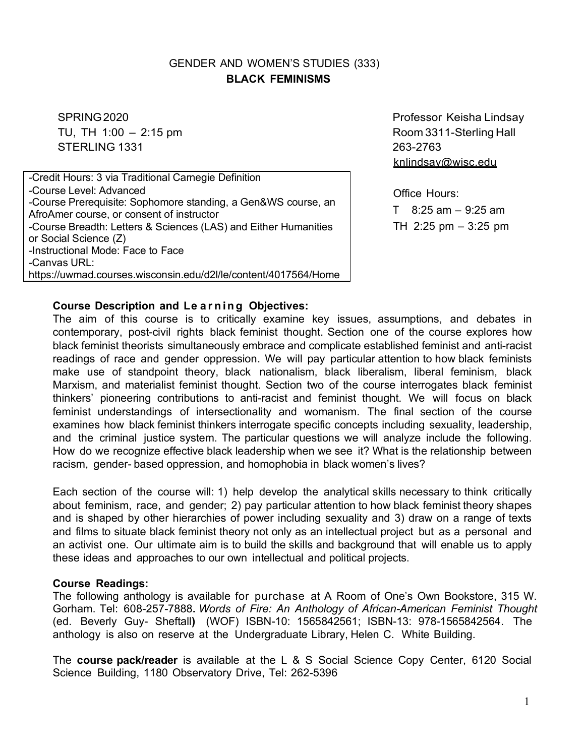# GENDER AND WOMEN'S STUDIES (333)

## BLACK FEMINISMS

SPRING 2020
TU, TH 1:00 – 2:15 pm
STERLING 1331

Professor Keisha Lindsay
Room 3311-Sterling Hall
263-2763
knlindsay@wisc.edu

Office Hours:
T 8:25 am – 9:25 am
TH 2:25 pm – 3:25 pm

-Credit Hours: 3 via Traditional Carnegie Definition
-Course Level: Advanced
-Course Prerequisite: Sophomore standing, a Gen&WS course, an AfroAmer course, or consent of instructor
-Course Breadth: Letters & Sciences (LAS) and Either Humanities or Social Science (Z)
-Instructional Mode: Face to Face
-Canvas URL: https://uwmad.courses.wisconsin.edu/d2l/le/content/4017564/Home

**Course Description and Learning Objectives:**
The aim of this course is to critically examine key issues, assumptions, and debates in contemporary, post-civil rights black feminist thought. Section one of the course explores how black feminist theorists simultaneously embrace and complicate established feminist and anti-racist readings of race and gender oppression. We will pay particular attention to how black feminists make use of standpoint theory, black nationalism, black liberalism, liberal feminism, black Marxism, and materialist feminist thought. Section two of the course interrogates black feminist thinkers' pioneering contributions to anti-racist and feminist thought. We will focus on black feminist understandings of intersectionality and womanism. The final section of the course examines how black feminist thinkers interrogate specific concepts including sexuality, leadership, and the criminal justice system. The particular questions we will analyze include the following. How do we recognize effective black leadership when we see it? What is the relationship between racism, gender- based oppression, and homophobia in black women's lives?

Each section of the course will: 1) help develop the analytical skills necessary to think critically about feminism, race, and gender; 2) pay particular attention to how black feminist theory shapes and is shaped by other hierarchies of power including sexuality and 3) draw on a range of texts and films to situate black feminist theory not only as an intellectual project but as a personal and an activist one. Our ultimate aim is to build the skills and background that will enable us to apply these ideas and approaches to our own intellectual and political projects.

**Course Readings:**
The following anthology is available for purchase at A Room of One's Own Bookstore, 315 W. Gorham. Tel: 608-257-7888**.** *Words of Fire: An Anthology of African-American Feminist Thought* (ed. Beverly Guy- Sheftall**)** (WOF) ISBN-10: 1565842561; ISBN-13: 978-1565842564. The anthology is also on reserve at the Undergraduate Library, Helen C. White Building.

The **course pack/reader** is available at the L & S Social Science Copy Center, 6120 Social Science Building, 1180 Observatory Drive, Tel: 262-5396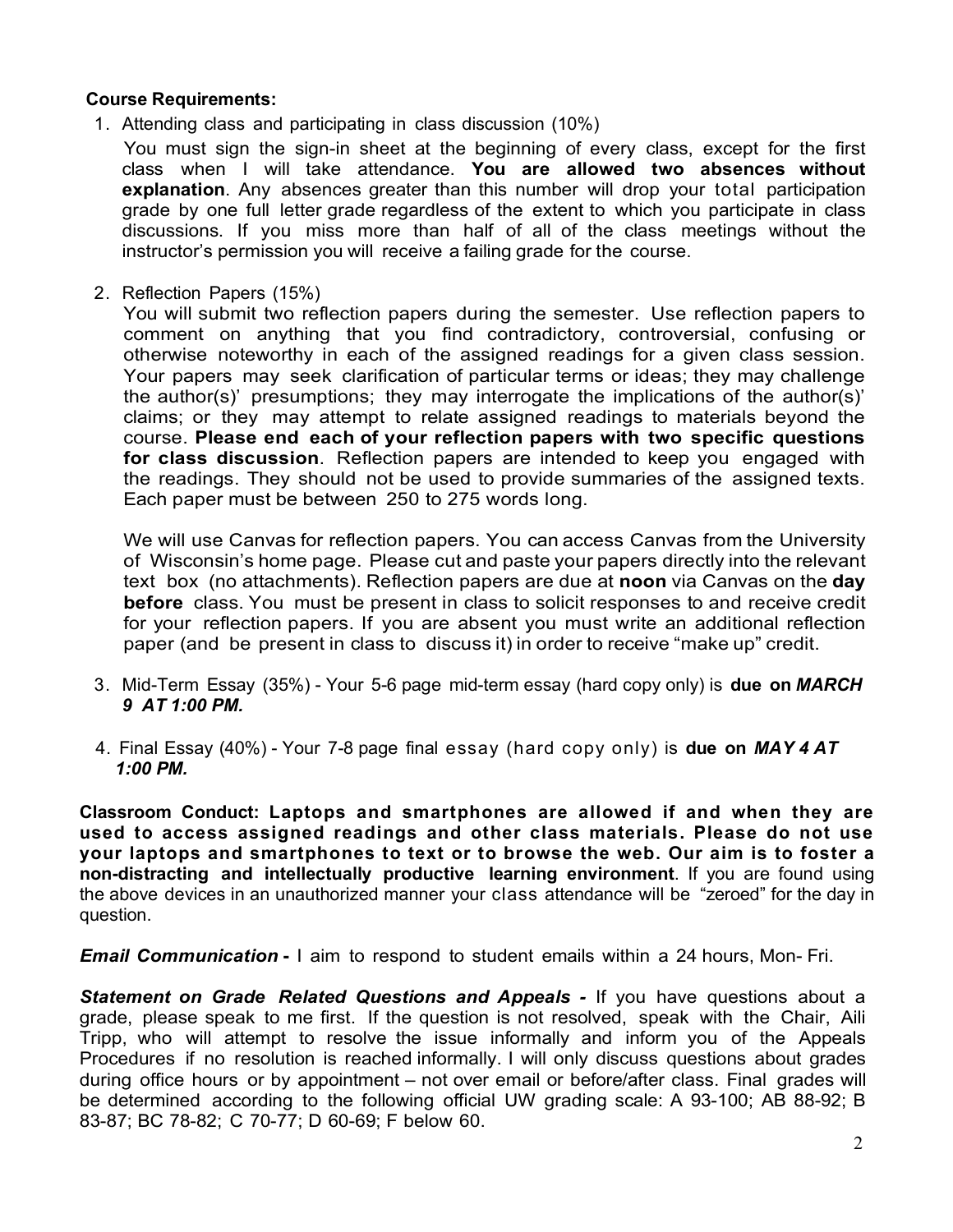**Course Requirements:**

1. Attending class and participating in class discussion (10%)

   You must sign the sign-in sheet at the beginning of every class, except for the first class when I will take attendance. **You are allowed two absences without explanation**. Any absences greater than this number will drop your total participation grade by one full letter grade regardless of the extent to which you participate in class discussions. If you miss more than half of all of the class meetings without the instructor's permission you will receive a failing grade for the course.

2. Reflection Papers (15%)

   You will submit two reflection papers during the semester. Use reflection papers to comment on anything that you find contradictory, controversial, confusing or otherwise noteworthy in each of the assigned readings for a given class session. Your papers may seek clarification of particular terms or ideas; they may challenge the author(s)' presumptions; they may interrogate the implications of the author(s)' claims; or they may attempt to relate assigned readings to materials beyond the course. **Please end each of your reflection papers with two specific questions for class discussion**. Reflection papers are intended to keep you engaged with the readings. They should not be used to provide summaries of the assigned texts. Each paper must be between 250 to 275 words long.

   We will use Canvas for reflection papers. You can access Canvas from the University of Wisconsin's home page. Please cut and paste your papers directly into the relevant text box (no attachments). Reflection papers are due at **noon** via Canvas on the **day before** class. You must be present in class to solicit responses to and receive credit for your reflection papers. If you are absent you must write an additional reflection paper (and be present in class to discuss it) in order to receive "make up" credit.

3. Mid-Term Essay (35%) - Your 5-6 page mid-term essay (hard copy only) is **due on *MARCH 9 AT 1:00 PM.***

4. Final Essay (40%) - Your 7-8 page final essay (hard copy only) is **due on *MAY 4 AT 1:00 PM.***

**Classroom Conduct: Laptops and smartphones are allowed if and when they are used to access assigned readings and other class materials. Please do not use your laptops and smartphones to text or to browse the web. Our aim is to foster a non-distracting and intellectually productive learning environment**. If you are found using the above devices in an unauthorized manner your class attendance will be "zeroed" for the day in question.

***Email Communication* -** I aim to respond to student emails within a 24 hours, Mon- Fri.

***Statement on Grade Related Questions and Appeals -*** If you have questions about a grade, please speak to me first. If the question is not resolved, speak with the Chair, Aili Tripp, who will attempt to resolve the issue informally and inform you of the Appeals Procedures if no resolution is reached informally. I will only discuss questions about grades during office hours or by appointment – not over email or before/after class. Final grades will be determined according to the following official UW grading scale: A 93-100; AB 88-92; B 83-87; BC 78-82; C 70-77; D 60-69; F below 60.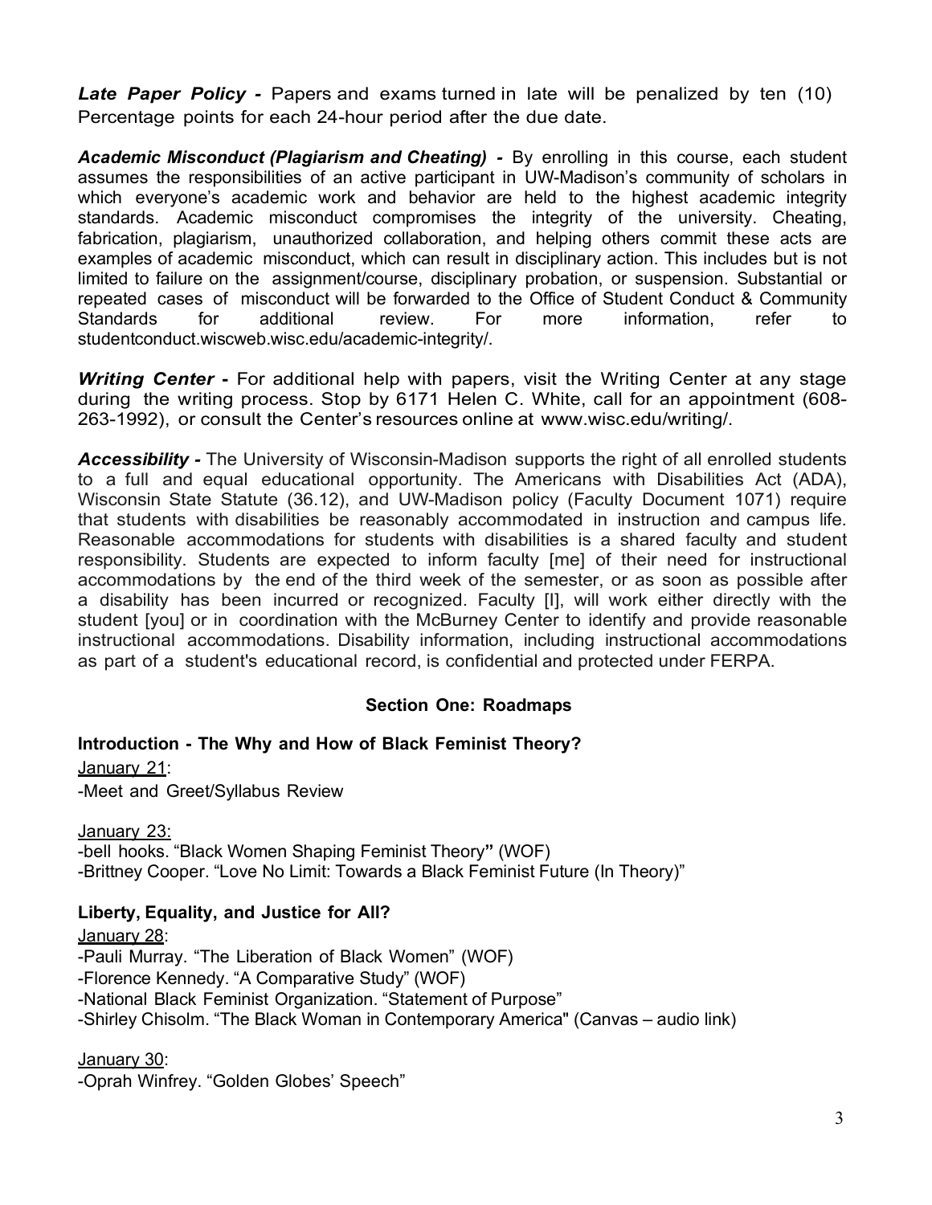***Late Paper Policy -*** Papers and exams turned in late will be penalized by ten (10) Percentage points for each 24-hour period after the due date.

***Academic Misconduct (Plagiarism and Cheating) -*** By enrolling in this course, each student assumes the responsibilities of an active participant in UW-Madison's community of scholars in which everyone's academic work and behavior are held to the highest academic integrity standards. Academic misconduct compromises the integrity of the university. Cheating, fabrication, plagiarism, unauthorized collaboration, and helping others commit these acts are examples of academic misconduct, which can result in disciplinary action. This includes but is not limited to failure on the assignment/course, disciplinary probation, or suspension. Substantial or repeated cases of misconduct will be forwarded to the Office of Student Conduct & Community Standards for additional review. For more information, refer to studentconduct.wiscweb.wisc.edu/academic-integrity/.

***Writing Center -*** For additional help with papers, visit the Writing Center at any stage during the writing process. Stop by 6171 Helen C. White, call for an appointment (608-263-1992), or consult the Center's resources online at www.wisc.edu/writing/.

***Accessibility -*** The University of Wisconsin-Madison supports the right of all enrolled students to a full and equal educational opportunity. The Americans with Disabilities Act (ADA), Wisconsin State Statute (36.12), and UW-Madison policy (Faculty Document 1071) require that students with disabilities be reasonably accommodated in instruction and campus life. Reasonable accommodations for students with disabilities is a shared faculty and student responsibility. Students are expected to inform faculty [me] of their need for instructional accommodations by the end of the third week of the semester, or as soon as possible after a disability has been incurred or recognized. Faculty [I], will work either directly with the student [you] or in coordination with the McBurney Center to identify and provide reasonable instructional accommodations. Disability information, including instructional accommodations as part of a student's educational record, is confidential and protected under FERPA.

## Section One: Roadmaps

### Introduction - The Why and How of Black Feminist Theory?

January 21:
-Meet and Greet/Syllabus Review

January 23:
-bell hooks. "Black Women Shaping Feminist Theory" (WOF)
-Brittney Cooper. "Love No Limit: Towards a Black Feminist Future (In Theory)"

### Liberty, Equality, and Justice for All?

January 28:
-Pauli Murray. "The Liberation of Black Women" (WOF)
-Florence Kennedy. "A Comparative Study" (WOF)
-National Black Feminist Organization. "Statement of Purpose"
-Shirley Chisolm. "The Black Woman in Contemporary America" (Canvas – audio link)

January 30:
-Oprah Winfrey. "Golden Globes' Speech"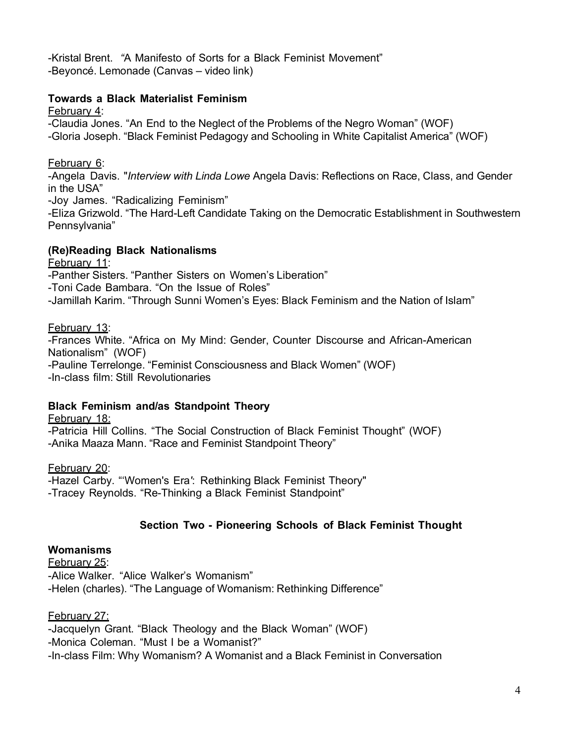-Kristal Brent. "A Manifesto of Sorts for a Black Feminist Movement"
-Beyoncé. Lemonade (Canvas – video link)

**Towards a Black Materialist Feminism**

February 4:
-Claudia Jones. "An End to the Neglect of the Problems of the Negro Woman" (WOF)
-Gloria Joseph. "Black Feminist Pedagogy and Schooling in White Capitalist America" (WOF)

February 6:
-Angela Davis. "*Interview with Linda Lowe* Angela Davis: Reflections on Race, Class, and Gender in the USA"
-Joy James. "Radicalizing Feminism"
-Eliza Grizwold. "The Hard-Left Candidate Taking on the Democratic Establishment in Southwestern Pennsylvania"

**(Re)Reading Black Nationalisms**

February 11:
-Panther Sisters. "Panther Sisters on Women's Liberation"
-Toni Cade Bambara. "On the Issue of Roles"
-Jamillah Karim. "Through Sunni Women's Eyes: Black Feminism and the Nation of Islam"

February 13:
-Frances White. "Africa on My Mind: Gender, Counter Discourse and African-American Nationalism" (WOF)
-Pauline Terrelonge. "Feminist Consciousness and Black Women" (WOF)
-In-class film: Still Revolutionaries

**Black Feminism and/as Standpoint Theory**

February 18:
-Patricia Hill Collins. "The Social Construction of Black Feminist Thought" (WOF)
-Anika Maaza Mann. "Race and Feminist Standpoint Theory"

February 20:
-Hazel Carby. "'Women's Era': Rethinking Black Feminist Theory"
-Tracey Reynolds. "Re-Thinking a Black Feminist Standpoint"

## Section Two - Pioneering Schools of Black Feminist Thought

**Womanisms**

February 25:
-Alice Walker. "Alice Walker's Womanism"
-Helen (charles). "The Language of Womanism: Rethinking Difference"

February 27:
-Jacquelyn Grant. "Black Theology and the Black Woman" (WOF)
-Monica Coleman. "Must I be a Womanist?"
-In-class Film: Why Womanism? A Womanist and a Black Feminist in Conversation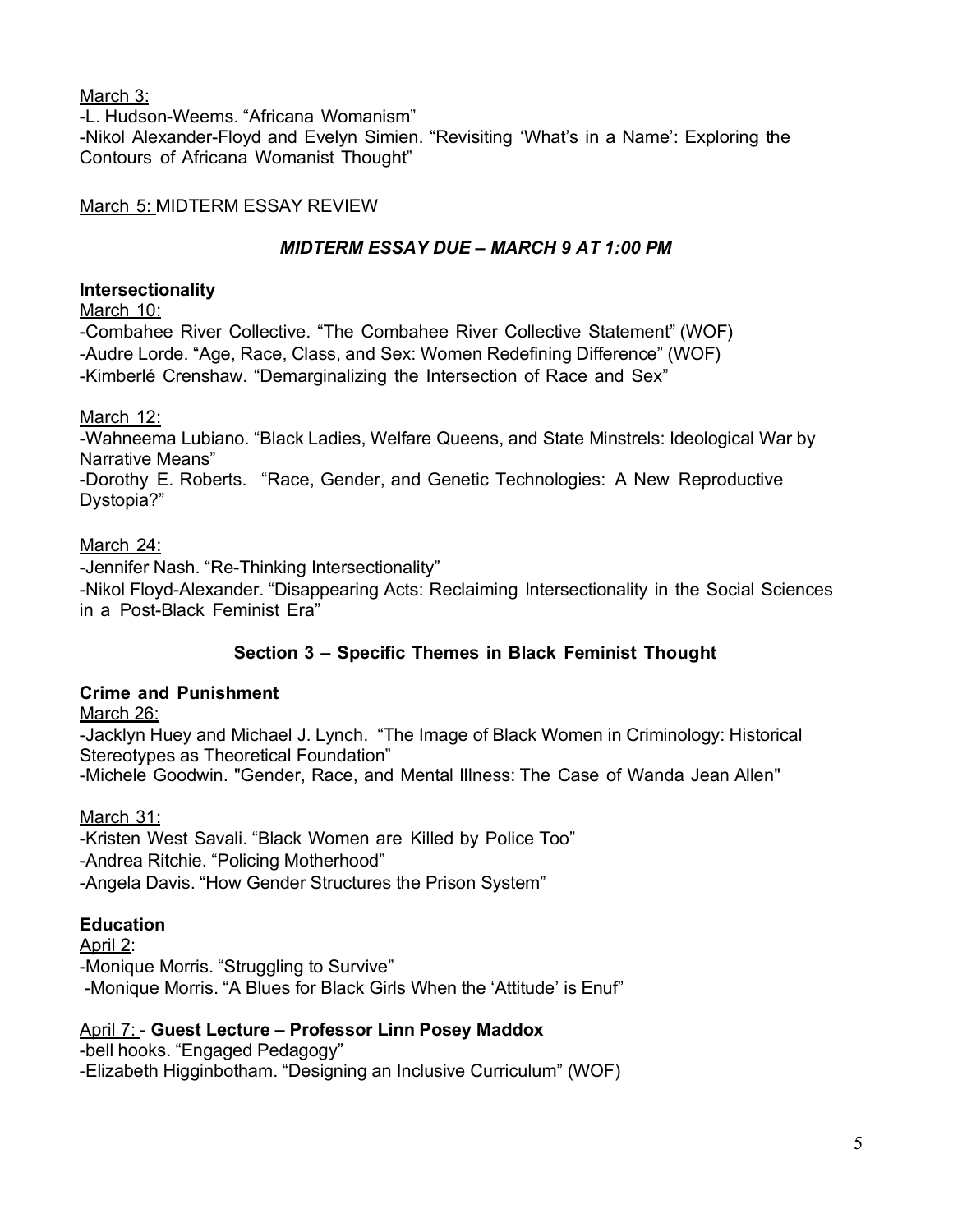<u>March 3:</u>
-L. Hudson-Weems. “Africana Womanism”
-Nikol Alexander-Floyd and Evelyn Simien. “Revisiting ‘What's in a Name’: Exploring the Contours of Africana Womanist Thought”

<u>March 5:</u> MIDTERM ESSAY REVIEW

***MIDTERM ESSAY DUE – MARCH 9 AT 1:00 PM***

**Intersectionality**

<u>March 10:</u>
-Combahee River Collective. “The Combahee River Collective Statement” (WOF)
-Audre Lorde. “Age, Race, Class, and Sex: Women Redefining Difference” (WOF)
-Kimberlé Crenshaw. “Demarginalizing the Intersection of Race and Sex”

<u>March 12:</u>
-Wahneema Lubiano. “Black Ladies, Welfare Queens, and State Minstrels: Ideological War by Narrative Means”
-Dorothy E. Roberts. “Race, Gender, and Genetic Technologies: A New Reproductive Dystopia?”

<u>March 24:</u>
-Jennifer Nash. “Re-Thinking Intersectionality”
-Nikol Floyd-Alexander. “Disappearing Acts: Reclaiming Intersectionality in the Social Sciences in a Post-Black Feminist Era”

## Section 3 – Specific Themes in Black Feminist Thought

**Crime and Punishment**

<u>March 26:</u>
-Jacklyn Huey and Michael J. Lynch. “The Image of Black Women in Criminology: Historical Stereotypes as Theoretical Foundation”
-Michele Goodwin. "Gender, Race, and Mental Illness: The Case of Wanda Jean Allen"

<u>March 31:</u>
-Kristen West Savali. “Black Women are Killed by Police Too”
-Andrea Ritchie. “Policing Motherhood”
-Angela Davis. “How Gender Structures the Prison System”

**Education**

<u>April 2</u>:
-Monique Morris. “Struggling to Survive”
-Monique Morris. “A Blues for Black Girls When the ‘Attitude’ is Enuf”

<u>April 7:</u> - **Guest Lecture – Professor Linn Posey Maddox**
-bell hooks. “Engaged Pedagogy”
-Elizabeth Higginbotham. “Designing an Inclusive Curriculum” (WOF)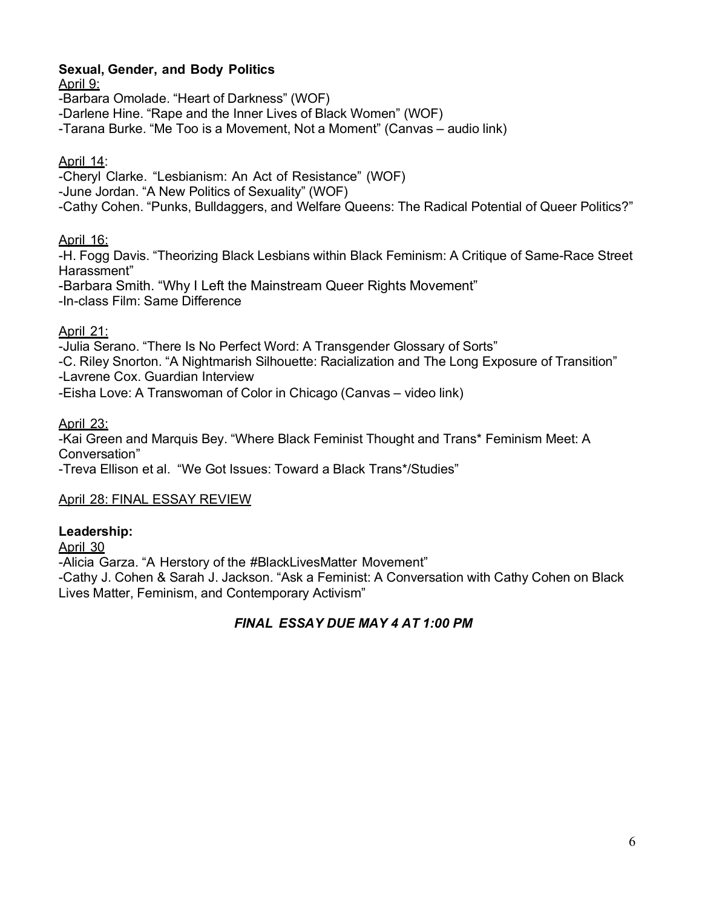**Sexual, Gender, and Body Politics**

April 9:

-Barbara Omolade. “Heart of Darkness” (WOF)
-Darlene Hine. “Rape and the Inner Lives of Black Women” (WOF)
-Tarana Burke. “Me Too is a Movement, Not a Moment” (Canvas – audio link)

April 14:

-Cheryl Clarke. “Lesbianism: An Act of Resistance” (WOF)
-June Jordan. “A New Politics of Sexuality” (WOF)
-Cathy Cohen. “Punks, Bulldaggers, and Welfare Queens: The Radical Potential of Queer Politics?”

April 16:

-H. Fogg Davis. “Theorizing Black Lesbians within Black Feminism: A Critique of Same-Race Street Harassment”
-Barbara Smith. “Why I Left the Mainstream Queer Rights Movement”
-In-class Film: Same Difference

April 21:

-Julia Serano. “There Is No Perfect Word: A Transgender Glossary of Sorts”
-C. Riley Snorton. “A Nightmarish Silhouette: Racialization and The Long Exposure of Transition”
-Lavrene Cox. Guardian Interview
-Eisha Love: A Transwoman of Color in Chicago (Canvas – video link)

April 23:

-Kai Green and Marquis Bey. “Where Black Feminist Thought and Trans* Feminism Meet: A Conversation”
-Treva Ellison et al. “We Got Issues: Toward a Black Trans*/Studies”

April 28: FINAL ESSAY REVIEW

**Leadership:**

April 30

-Alicia Garza. “A Herstory of the #BlackLivesMatter Movement”
-Cathy J. Cohen & Sarah J. Jackson. “Ask a Feminist: A Conversation with Cathy Cohen on Black Lives Matter, Feminism, and Contemporary Activism”

***FINAL ESSAY DUE MAY 4 AT 1:00 PM***